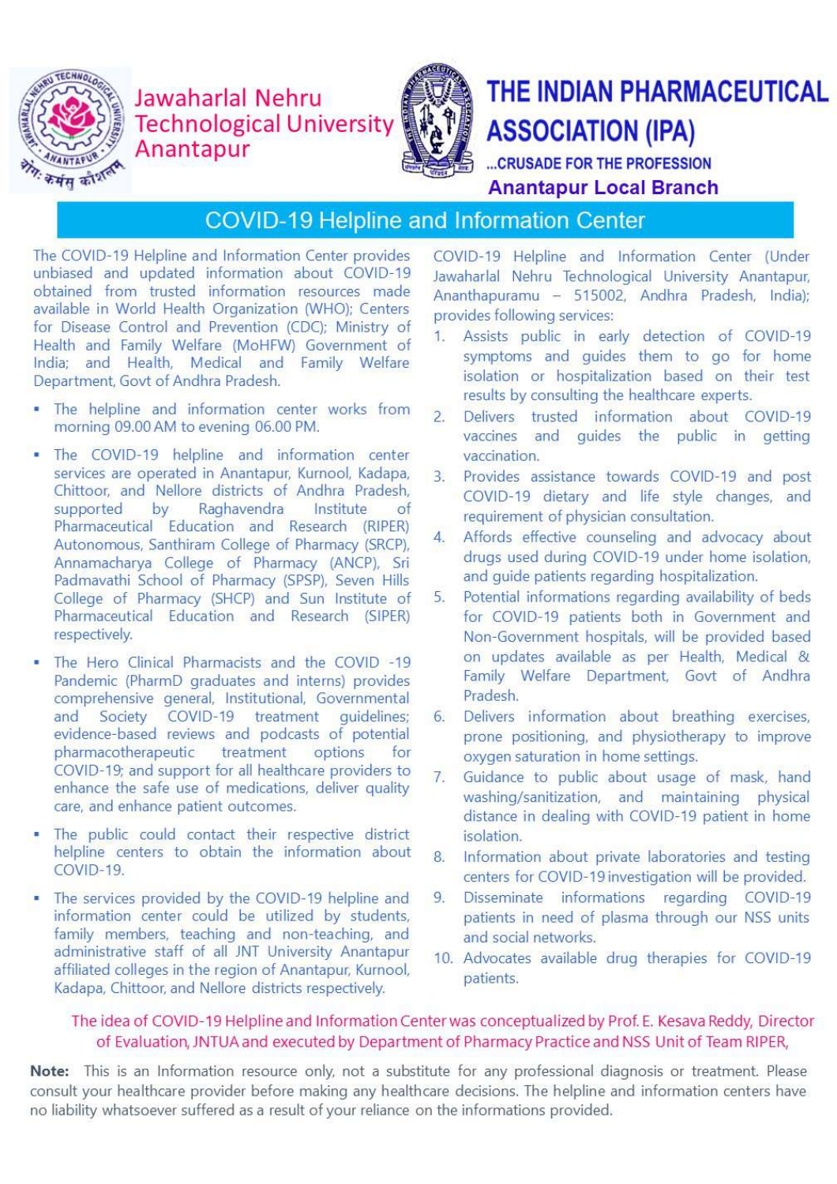# Jawaharlal Nehru Technological University Anantapur

# THE INDIAN PHARMACEUTICAL ASSOCIATION (IPA)

**...CRUSADE FOR THE PROFESSION**

**Anantapur Local Branch**

## COVID-19 Helpline and Information Center

The COVID-19 Helpline and Information Center provides unbiased and updated information about COVID-19 obtained from trusted information resources made available in World Health Organization (WHO); Centers for Disease Control and Prevention (CDC); Ministry of Health and Family Welfare (MoHFW) Government of India; and Health, Medical and Family Welfare Department, Govt of Andhra Pradesh.

- The helpline and information center works from morning 09.00 AM to evening 06.00 PM.
- The COVID-19 helpline and information center services are operated in Anantapur, Kurnool, Kadapa, Chittor, and Nellore districts of Andhra Pradesh, supported by Raghavendra Institute of Pharmaceutical Education and Research (RIPER) Autonomous, Santhiram College of Pharmacy (SRCP), Annamacharya College of Pharmacy (ANCP), Sri Padmavathi School of Pharmacy (SPSP), Seven Hills College of Pharmacy (SHCP) and Sun Institute of Pharmaceutical Education and Research (SIPER) respectively.
- The Hero Clinical Pharmacists and the COVID -19 Pandemic (PharmD graduates and interns) provides comprehensive general, Institutional, Governmental and Society COVID-19 treatment guidelines; evidence-based reviews and podcasts of potential pharmacotherapeutic treatment options for COVID-19; and support for all healthcare providers to enhance the safe use of medications, deliver quality care, and enhance patient outcomes.
- The public could contact their respective district helpline centers to obtain the information about COVID-19.
- The services provided by the COVID-19 helpline and information center could be utilized by students, family members, teaching and non-teaching, and administrative staff of all JNT University Anantapur affiliated colleges in the region of Anantapur, Kurnool, Kadapa, Chittoor, and Nellore districts respectively.

COVID-19 Helpline and Information Center (Under Jawaharlal Nehru Technological University Anantapur, Ananthapuramu – 515002, Andhra Pradesh, India); provides following services:

1. Assists public in early detection of COVID-19 symptoms and guides them to go for home isolation or hospitalization based on their test results by consulting the healthcare experts.
2. Delivers trusted information about COVID-19 vaccines and guides the public in getting vaccination.
3. Provides assistance towards COVID-19 and post COVID-19 dietary and life style changes, and requirement of physician consultation.
4. Affords effective counseling and advocacy about drugs used during COVID-19 under home isolation, and guide patients regarding hospitalization.
5. Potential informations regarding availability of beds for COVID-19 patients both in Government and Non-Government hospitals, will be provided based on updates available as per Health, Medical & Family Welfare Department, Govt of Andhra Pradesh.
6. Delivers information about breathing exercises, prone positioning, and physiotherapy to improve oxygen saturation in home settings.
7. Guidance to public about usage of mask, hand washing/sanitization, and maintaining physical distance in dealing with COVID-19 patient in home isolation.
8. Information about private laboratories and testing centers for COVID-19 investigation will be provided.
9. Disseminate informations regarding COVID-19 patients in need of plasma through our NSS units and social networks.
10. Advocates available drug therapies for COVID-19 patients.

The idea of COVID-19 Helpline and Information Center was conceptualized by Prof. E. Kesava Reddy, Director of Evaluation, JNTUA and executed by Department of Pharmacy Practice and NSS Unit of Team RIPER,

**Note:** This is an Information resource only, not a substitute for any professional diagnosis or treatment. Please consult your healthcare provider before making any healthcare decisions. The helpline and information centers have no liability whatsoever suffered as a result of your reliance on the informations provided.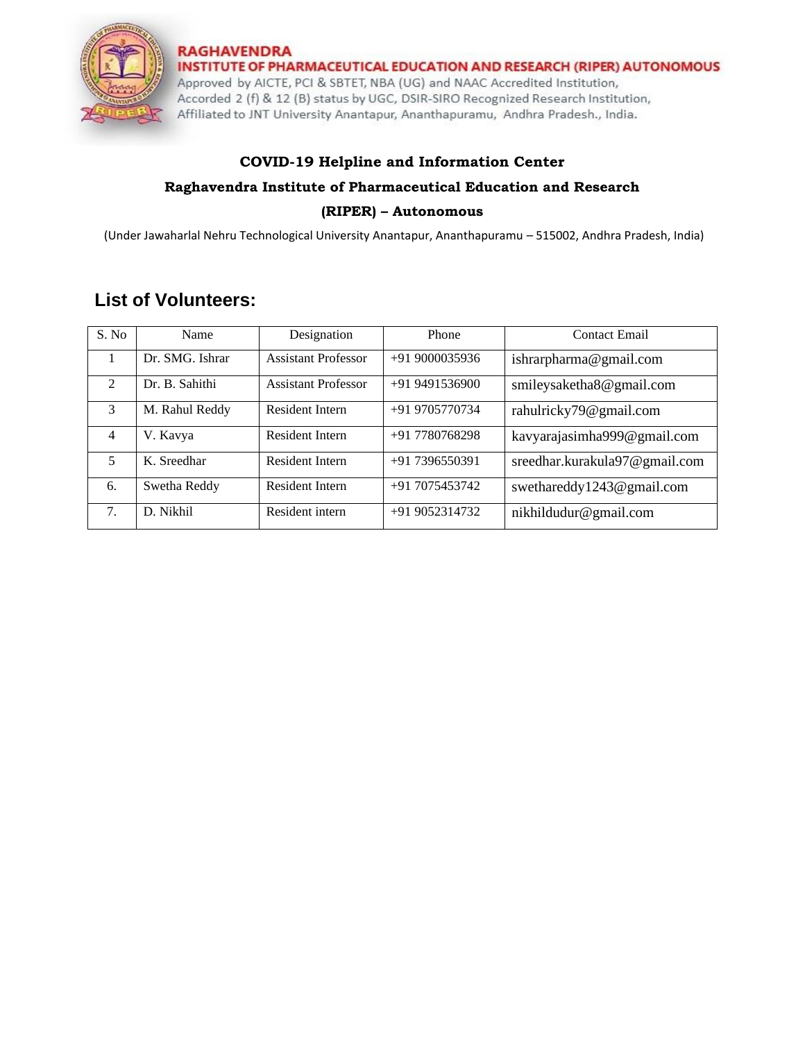**RAGHAVENDRA**
**INSTITUTE OF PHARMACEUTICAL EDUCATION AND RESEARCH (RIPER) AUTONOMOUS**
Approved by AICTE, PCI & SBTET, NBA (UG) and NAAC Accredited Institution,
Accorded 2 (f) & 12 (B) status by UGC, DSIR-SIRO Recognized Research Institution,
Affiliated to JNT University Anantapur, Ananthapuramu, Andhra Pradesh., India.

**COVID-19 Helpline and Information Center**

**Raghavendra Institute of Pharmaceutical Education and Research**

**(RIPER) – Autonomous**

(Under Jawaharlal Nehru Technological University Anantapur, Ananthapuramu – 515002, Andhra Pradesh, India)

## List of Volunteers:

| S. No | Name | Designation | Phone | Contact Email |
|---|---|---|---|---|
| 1 | Dr. SMG. Ishrar | Assistant Professor | +91 9000035936 | ishrarpharma@gmail.com |
| 2 | Dr. B. Sahithi | Assistant Professor | +91 9491536900 | smileysaketha8@gmail.com |
| 3 | M. Rahul Reddy | Resident Intern | +91 9705770734 | rahulricky79@gmail.com |
| 4 | V. Kavya | Resident Intern | +91 7780768298 | kavyarajasimha999@gmail.com |
| 5 | K. Sreedhar | Resident Intern | +91 7396550391 | sreedhar.kurakula97@gmail.com |
| 6. | Swetha Reddy | Resident Intern | +91 7075453742 | swethareddy1243@gmail.com |
| 7. | D. Nikhil | Resident intern | +91 9052314732 | nikhildudur@gmail.com |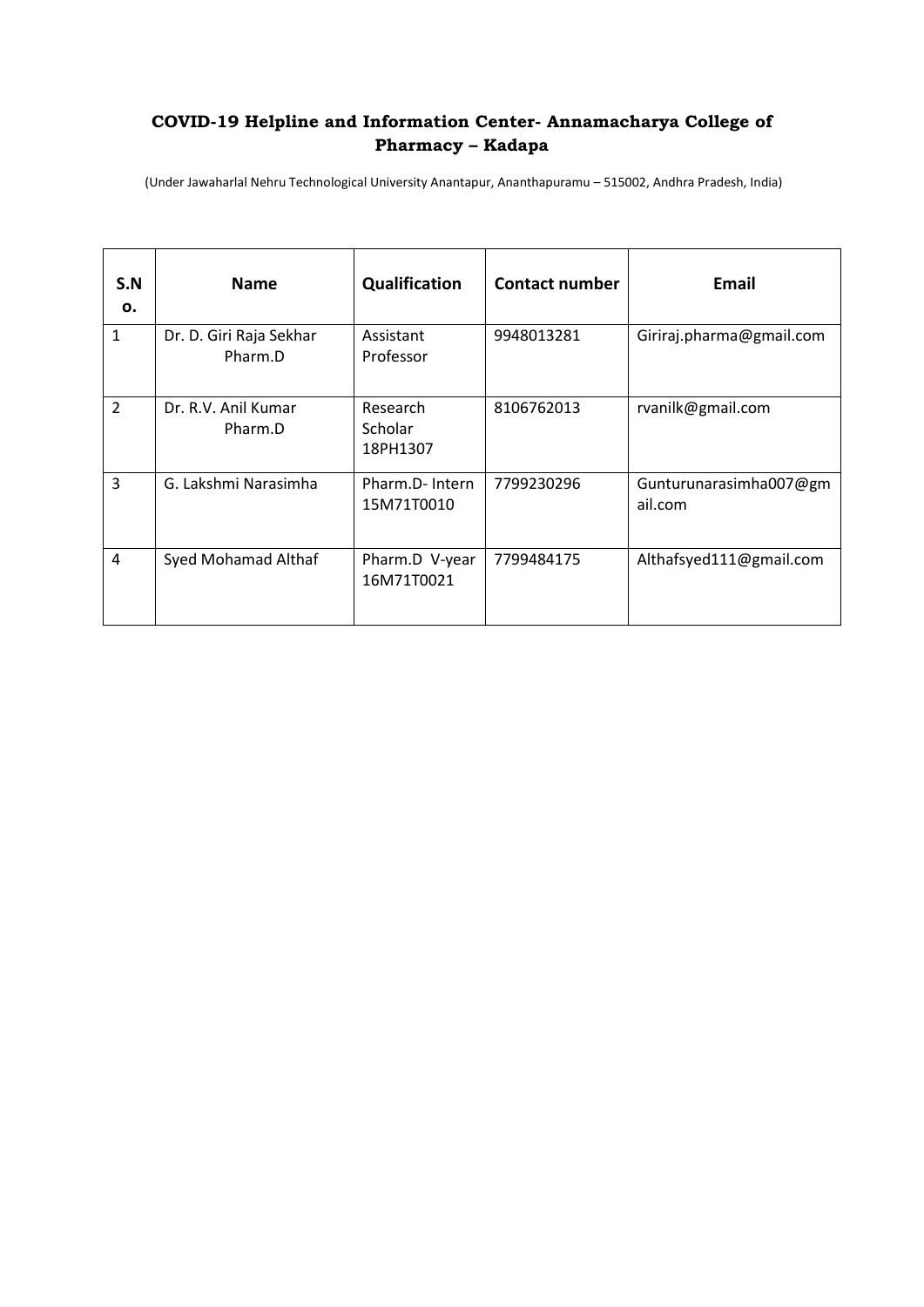## COVID-19 Helpline and Information Center- Annamacharya College of Pharmacy – Kadapa

(Under Jawaharlal Nehru Technological University Anantapur, Ananthapuramu – 515002, Andhra Pradesh, India)

| S.No. | Name | Qualification | Contact number | Email |
|---|---|---|---|---|
| 1 | Dr. D. Giri Raja Sekhar Pharm.D | Assistant Professor | 9948013281 | Giriraj.pharma@gmail.com |
| 2 | Dr. R.V. Anil Kumar Pharm.D | Research Scholar 18PH1307 | 8106762013 | rvanilk@gmail.com |
| 3 | G. Lakshmi Narasimha | Pharm.D- Intern 15M71T0010 | 7799230296 | Gunturunarasimha007@gmail.com |
| 4 | Syed Mohamad Althaf | Pharm.D V-year 16M71T0021 | 7799484175 | Althafsyed111@gmail.com |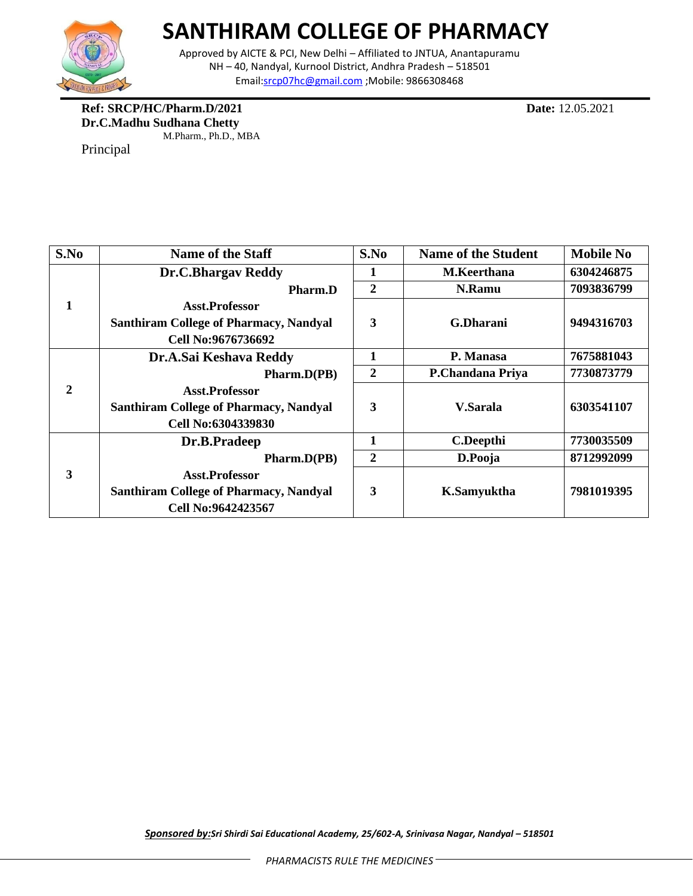# SANTHIRAM COLLEGE OF PHARMACY

Approved by AICTE & PCI, New Delhi – Affiliated to JNTUA, Anantapuramu
NH – 40, Nandyal, Kurnool District, Andhra Pradesh – 518501
Email:srcp07hc@gmail.com ;Mobile: 9866308468

**Ref: SRCP/HC/Pharm.D/2021** **Date:** 12.05.2021

**Dr.C.Madhu Sudhana Chetty**
M.Pharm., Ph.D., MBA
Principal

| S.No | Name of the Staff | S.No | Name of the Student | Mobile No |
|---|---|---|---|---|
| **1** | **Dr.C.Bhargav Reddy** | **1** | **M.Keerthana** | **6304246875** |
| | **Pharm.D** | **2** | **N.Ramu** | **7093836799** |
| | **Asst.Professor Santhiram College of Pharmacy, Nandyal Cell No:9676736692** | **3** | **G.Dharani** | **9494316703** |
| **2** | **Dr.A.Sai Keshava Reddy** | **1** | **P. Manasa** | **7675881043** |
| | **Pharm.D(PB)** | **2** | **P.Chandana Priya** | **7730873779** |
| | **Asst.Professor Santhiram College of Pharmacy, Nandyal Cell No:6304339830** | **3** | **V.Sarala** | **6303541107** |
| **3** | **Dr.B.Pradeep** | **1** | **C.Deepthi** | **7730035509** |
| | **Pharm.D(PB)** | **2** | **D.Pooja** | **8712992099** |
| | **Asst.Professor Santhiram College of Pharmacy, Nandyal Cell No:9642423567** | **3** | **K.Samyuktha** | **7981019395** |

***Sponsored by:**Sri Shirdi Sai Educational Academy, 25/602-A, Srinivasa Nagar, Nandyal – 518501*

*PHARMACISTS RULE THE MEDICINES*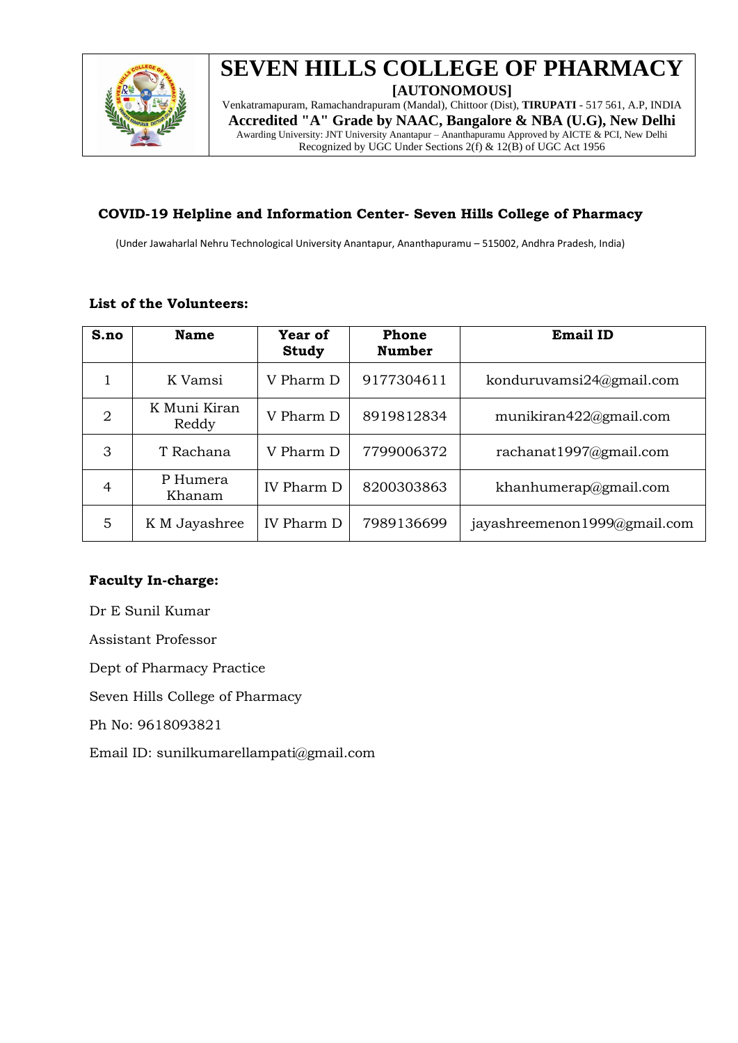# SEVEN HILLS COLLEGE OF PHARMACY

**[AUTONOMOUS]**

Venkatramapuram, Ramachandrapuram (Mandal), Chittoor (Dist), **TIRUPATI** - 517 561, A.P, INDIA

**Accredited "A" Grade by NAAC, Bangalore & NBA (U.G), New Delhi**

Awarding University: JNT University Anantapur – Ananthapuramu Approved by AICTE & PCI, New Delhi

Recognized by UGC Under Sections 2(f) & 12(B) of UGC Act 1956

## COVID-19 Helpline and Information Center- Seven Hills College of Pharmacy

(Under Jawaharlal Nehru Technological University Anantapur, Ananthapuramu – 515002, Andhra Pradesh, India)

### List of the Volunteers:

| S.no | Name | Year of Study | Phone Number | Email ID |
|---|---|---|---|---|
| 1 | K Vamsi | V Pharm D | 9177304611 | konduruvamsi24@gmail.com |
| 2 | K Muni Kiran Reddy | V Pharm D | 8919812834 | munikiran422@gmail.com |
| 3 | T Rachana | V Pharm D | 7799006372 | rachanat1997@gmail.com |
| 4 | P Humera Khanam | IV Pharm D | 8200303863 | khanhumerap@gmail.com |
| 5 | K M Jayashree | IV Pharm D | 7989136699 | jayashreemenon1999@gmail.com |

### Faculty In-charge:

Dr E Sunil Kumar

Assistant Professor

Dept of Pharmacy Practice

Seven Hills College of Pharmacy

Ph No: 9618093821

Email ID: sunilkumarellampati@gmail.com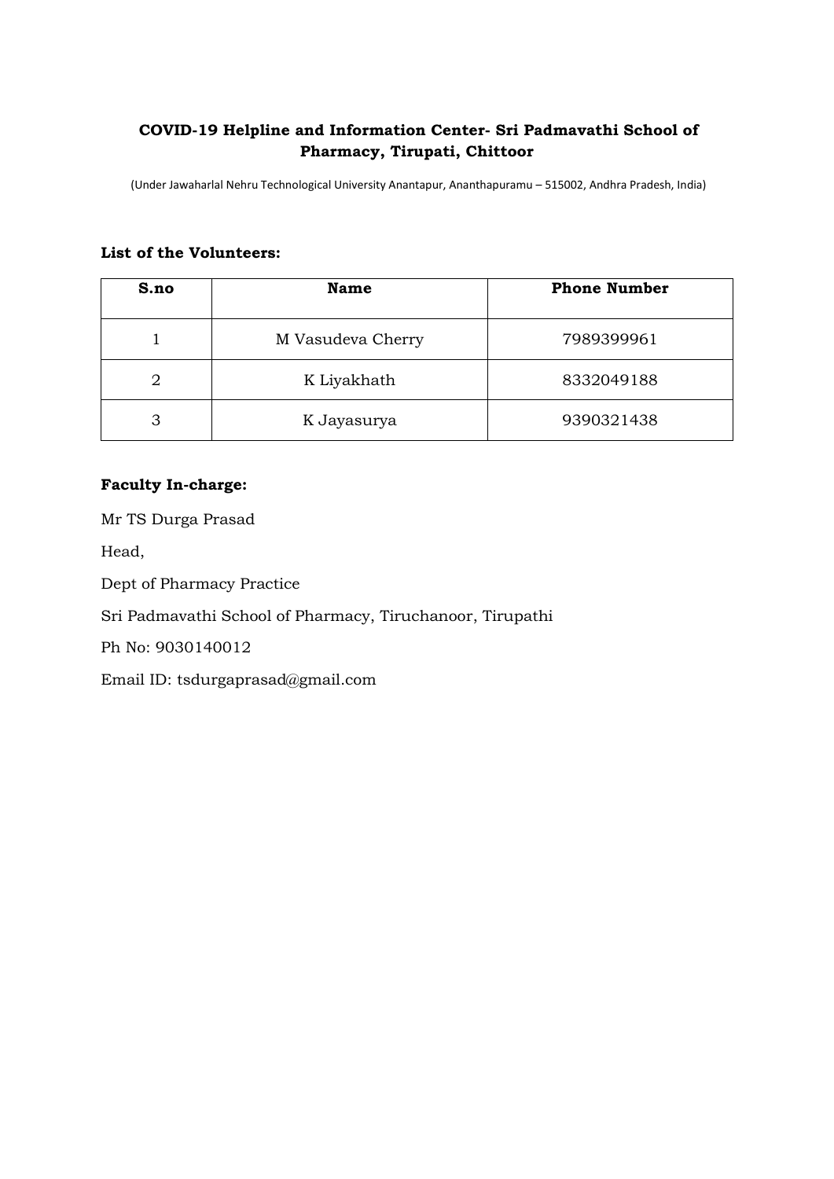# COVID-19 Helpline and Information Center- Sri Padmavathi School of Pharmacy, Tirupati, Chittoor

(Under Jawaharlal Nehru Technological University Anantapur, Ananthapuramu – 515002, Andhra Pradesh, India)

**List of the Volunteers:**

| S.no | Name | Phone Number |
| --- | --- | --- |
| 1 | M Vasudeva Cherry | 7989399961 |
| 2 | K Liyakhath | 8332049188 |
| 3 | K Jayasurya | 9390321438 |

**Faculty In-charge:**

Mr TS Durga Prasad

Head,

Dept of Pharmacy Practice

Sri Padmavathi School of Pharmacy, Tiruchanoor, Tirupathi

Ph No: 9030140012

Email ID: tsdurgaprasad@gmail.com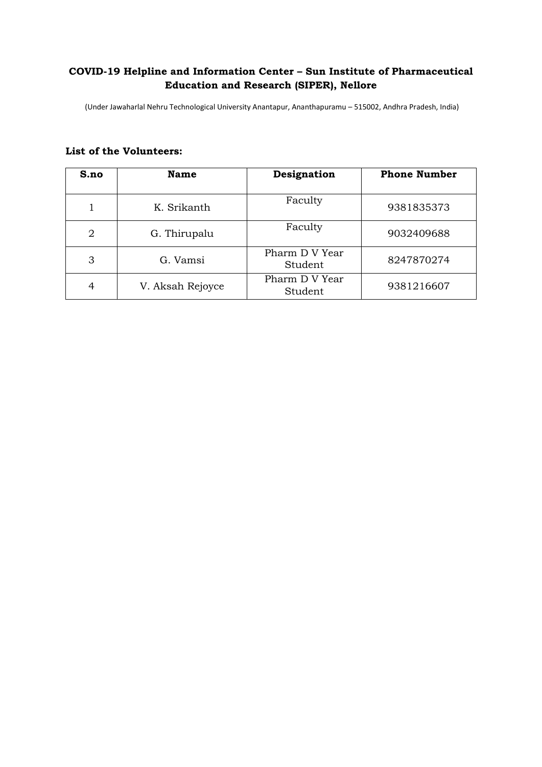**COVID-19 Helpline and Information Center – Sun Institute of Pharmaceutical Education and Research (SIPER), Nellore**

(Under Jawaharlal Nehru Technological University Anantapur, Ananthapuramu – 515002, Andhra Pradesh, India)

**List of the Volunteers:**

| S.no | Name | Designation | Phone Number |
|---|---|---|---|
| 1 | K. Srikanth | Faculty | 9381835373 |
| 2 | G. Thirupalu | Faculty | 9032409688 |
| 3 | G. Vamsi | Pharm D V Year Student | 8247870274 |
| 4 | V. Aksah Rejoyce | Pharm D V Year Student | 9381216607 |